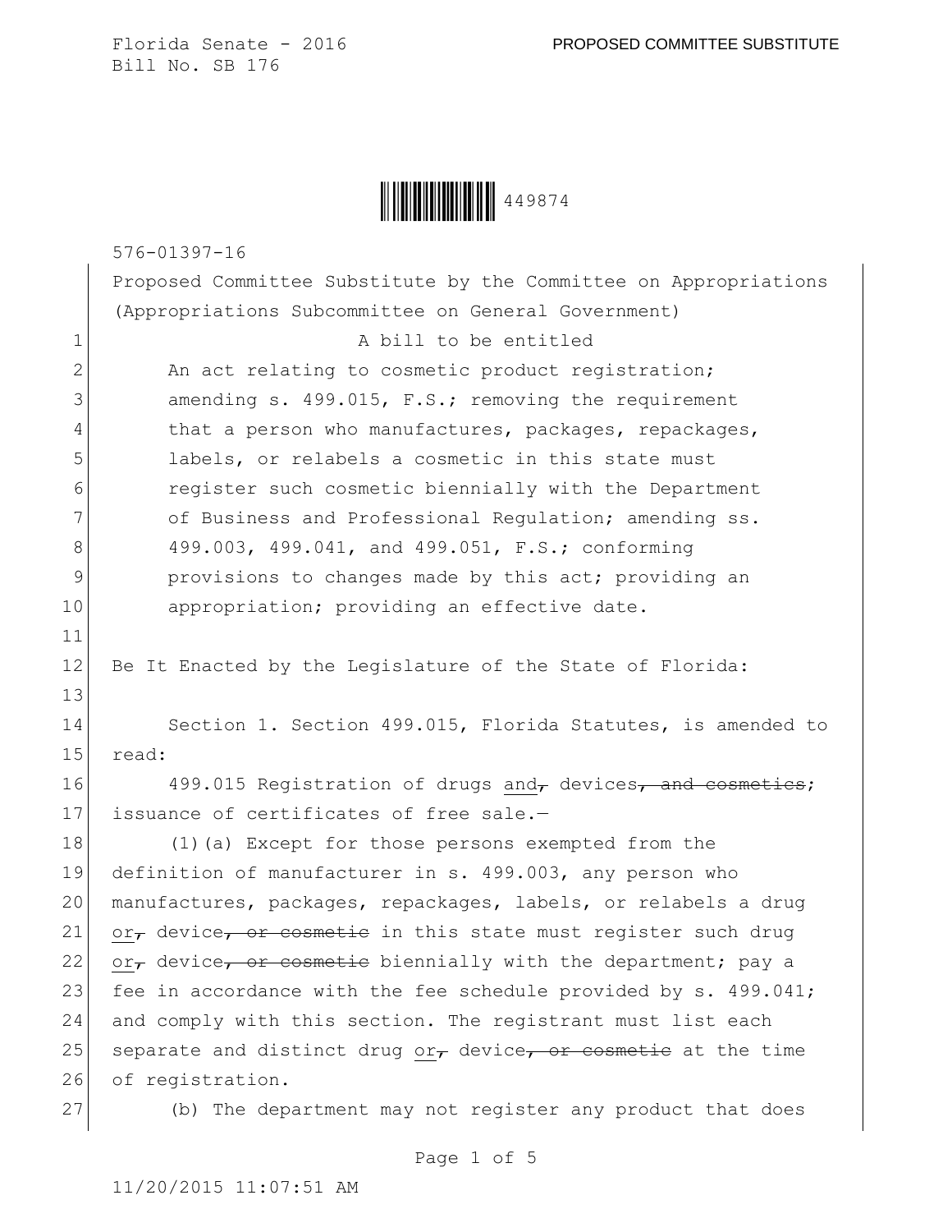Florida Senate - 2016
Bill No. SB 176

PROPOSED COMMITTEE SUBSTITUTE

449874

576-01397-16

Proposed Committee Substitute by the Committee on Appropriations (Appropriations Subcommittee on General Government)

1 A bill to be entitled
2 An act relating to cosmetic product registration;
3 amending s. 499.015, F.S.; removing the requirement
4 that a person who manufactures, packages, repackages,
5 labels, or relabels a cosmetic in this state must
6 register such cosmetic biennially with the Department
7 of Business and Professional Regulation; amending ss.
8 499.003, 499.041, and 499.051, F.S.; conforming
9 provisions to changes made by this act; providing an
10 appropriation; providing an effective date.
11
12 Be It Enacted by the Legislature of the State of Florida:
13
14 Section 1. Section 499.015, Florida Statutes, is amended to
15 read:
16 499.015 Registration of drugs <u>and</u>~~,~~ devices~~, and cosmetics~~;
17 issuance of certificates of free sale.—
18 (1)(a) Except for those persons exempted from the
19 definition of manufacturer in s. 499.003, any person who
20 manufactures, packages, repackages, labels, or relabels a drug
21 <u>or</u>~~,~~ device~~, or cosmetic~~ in this state must register such drug
22 <u>or</u>~~,~~ device~~, or cosmetic~~ biennially with the department; pay a
23 fee in accordance with the fee schedule provided by s. 499.041;
24 and comply with this section. The registrant must list each
25 separate and distinct drug <u>or</u>~~,~~ device~~, or cosmetic~~ at the time
26 of registration.
27 (b) The department may not register any product that does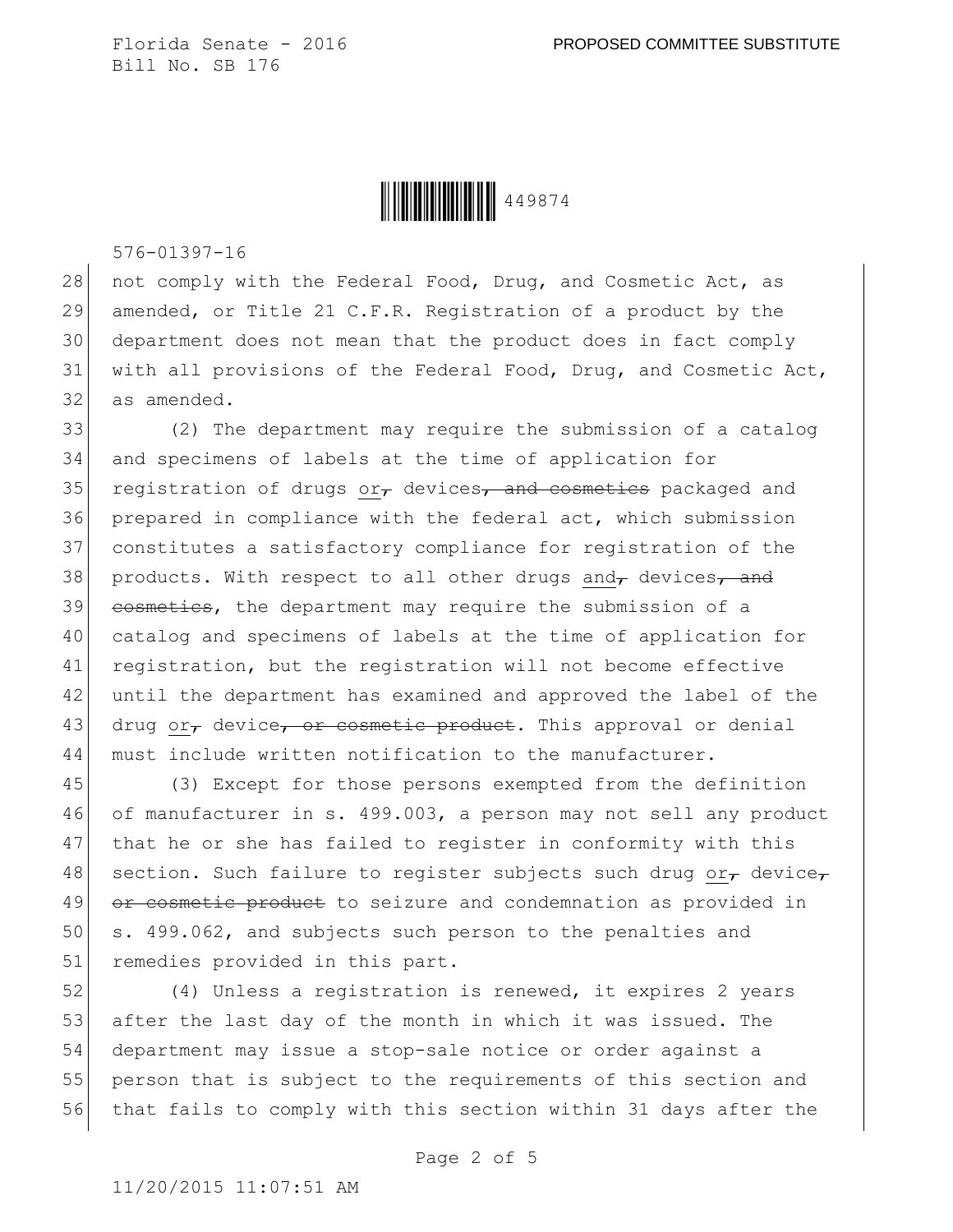not comply with the Federal Food, Drug, and Cosmetic Act, as amended, or Title 21 C.F.R. Registration of a product by the department does not mean that the product does in fact comply with all provisions of the Federal Food, Drug, and Cosmetic Act, as amended.

(2) The department may require the submission of a catalog and specimens of labels at the time of application for registration of drugs or, devices, ~~and cosmetics~~ packaged and prepared in compliance with the federal act, which submission constitutes a satisfactory compliance for registration of the products. With respect to all other drugs and, devices, ~~and cosmetics~~, the department may require the submission of a catalog and specimens of labels at the time of application for registration, but the registration will not become effective until the department has examined and approved the label of the drug or, device, ~~or cosmetic product~~. This approval or denial must include written notification to the manufacturer.

(3) Except for those persons exempted from the definition of manufacturer in s. 499.003, a person may not sell any product that he or she has failed to register in conformity with this section. Such failure to register subjects such drug or, device, ~~or cosmetic product~~ to seizure and condemnation as provided in s. 499.062, and subjects such person to the penalties and remedies provided in this part.

(4) Unless a registration is renewed, it expires 2 years after the last day of the month in which it was issued. The department may issue a stop-sale notice or order against a person that is subject to the requirements of this section and that fails to comply with this section within 31 days after the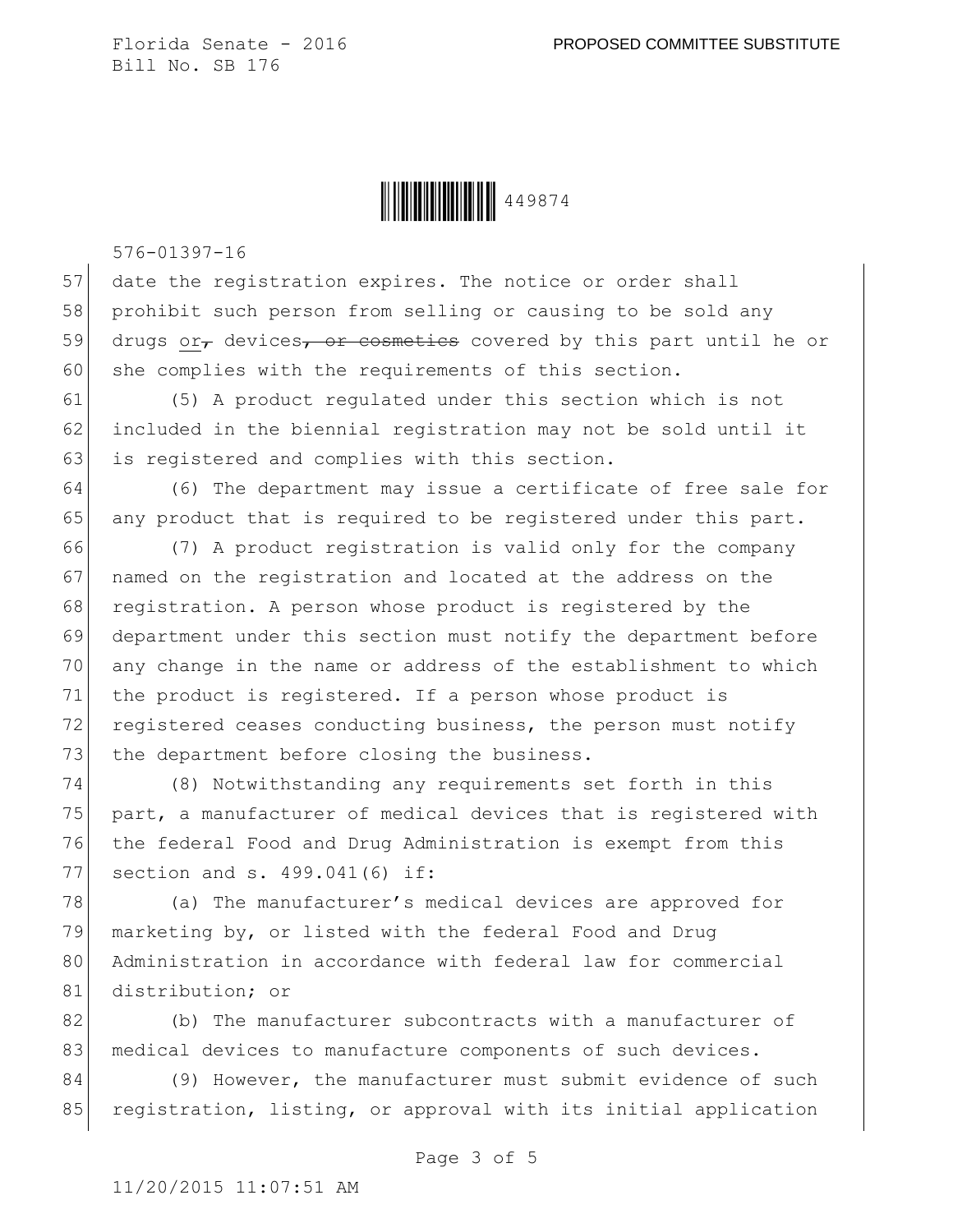date the registration expires. The notice or order shall prohibit such person from selling or causing to be sold any drugs or, devices, or cosmetics covered by this part until he or she complies with the requirements of this section.

(5) A product regulated under this section which is not included in the biennial registration may not be sold until it is registered and complies with this section.

(6) The department may issue a certificate of free sale for any product that is required to be registered under this part.

(7) A product registration is valid only for the company named on the registration and located at the address on the registration. A person whose product is registered by the department under this section must notify the department before any change in the name or address of the establishment to which the product is registered. If a person whose product is registered ceases conducting business, the person must notify the department before closing the business.

(8) Notwithstanding any requirements set forth in this part, a manufacturer of medical devices that is registered with the federal Food and Drug Administration is exempt from this section and s. 499.041(6) if:

(a) The manufacturer's medical devices are approved for marketing by, or listed with the federal Food and Drug Administration in accordance with federal law for commercial distribution; or

(b) The manufacturer subcontracts with a manufacturer of medical devices to manufacture components of such devices.

(9) However, the manufacturer must submit evidence of such registration, listing, or approval with its initial application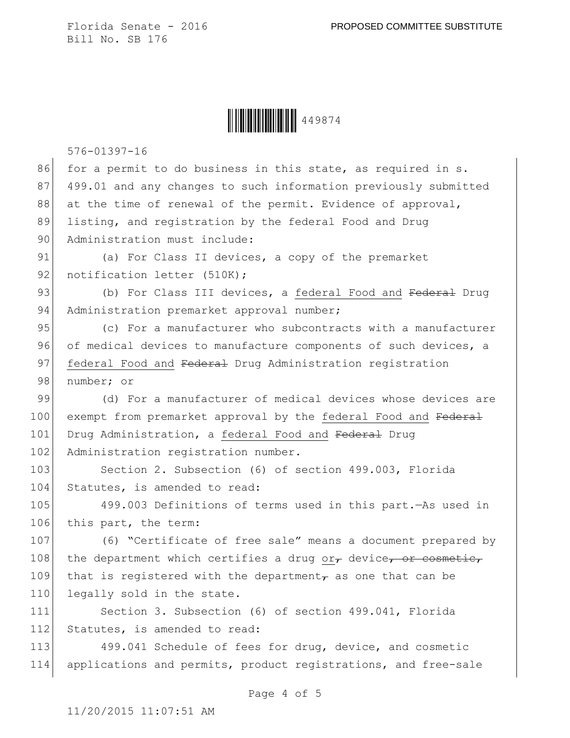for a permit to do business in this state, as required in s. 499.01 and any changes to such information previously submitted at the time of renewal of the permit. Evidence of approval, listing, and registration by the federal Food and Drug Administration must include:

(a) For Class II devices, a copy of the premarket notification letter (510K);

(b) For Class III devices, a federal Food and ~~Federal~~ Drug Administration premarket approval number;

(c) For a manufacturer who subcontracts with a manufacturer of medical devices to manufacture components of such devices, a federal Food and ~~Federal~~ Drug Administration registration number; or

(d) For a manufacturer of medical devices whose devices are exempt from premarket approval by the federal Food and ~~Federal~~ Drug Administration, a federal Food and ~~Federal~~ Drug Administration registration number.

Section 2. Subsection (6) of section 499.003, Florida Statutes, is amended to read:

499.003 Definitions of terms used in this part.—As used in this part, the term:

(6) "Certificate of free sale" means a document prepared by the department which certifies a drug or~~,~~ device~~, or cosmetic,~~ that is registered with the department~~,~~ as one that can be legally sold in the state.

Section 3. Subsection (6) of section 499.041, Florida Statutes, is amended to read:

499.041 Schedule of fees for drug, device, and cosmetic applications and permits, product registrations, and free-sale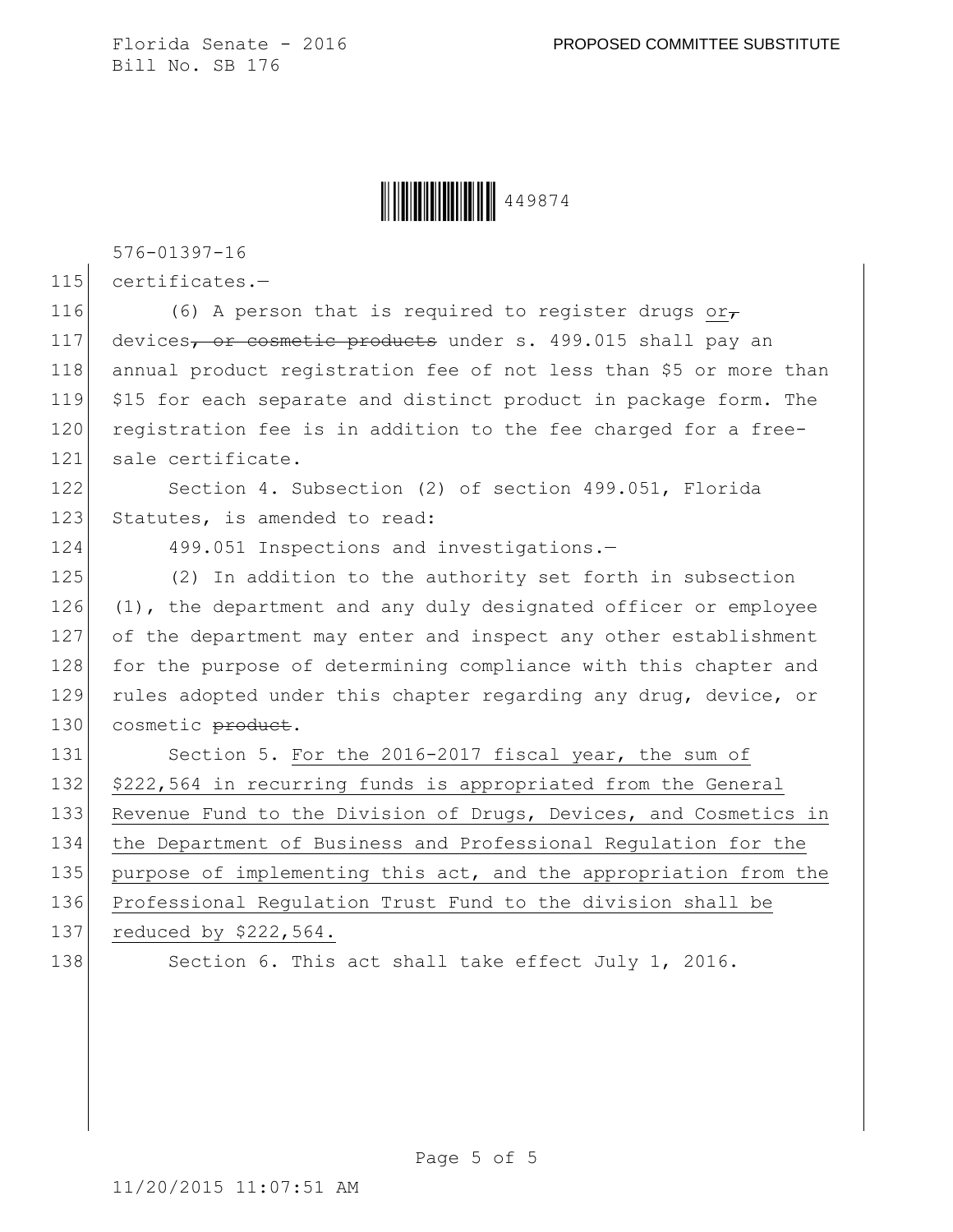certificates.—

(6) A person that is required to register drugs or~~,~~ devices~~, or cosmetic products~~ under s. 499.015 shall pay an annual product registration fee of not less than $5 or more than $15 for each separate and distinct product in package form. The registration fee is in addition to the fee charged for a free-sale certificate.

Section 4. Subsection (2) of section 499.051, Florida Statutes, is amended to read:

499.051 Inspections and investigations.—

(2) In addition to the authority set forth in subsection (1), the department and any duly designated officer or employee of the department may enter and inspect any other establishment for the purpose of determining compliance with this chapter and rules adopted under this chapter regarding any drug, device, or cosmetic ~~product~~.

Section 5. <u>For the 2016-2017 fiscal year, the sum of $222,564 in recurring funds is appropriated from the General Revenue Fund to the Division of Drugs, Devices, and Cosmetics in the Department of Business and Professional Regulation for the purpose of implementing this act, and the appropriation from the Professional Regulation Trust Fund to the division shall be reduced by $222,564.</u>

Section 6. This act shall take effect July 1, 2016.